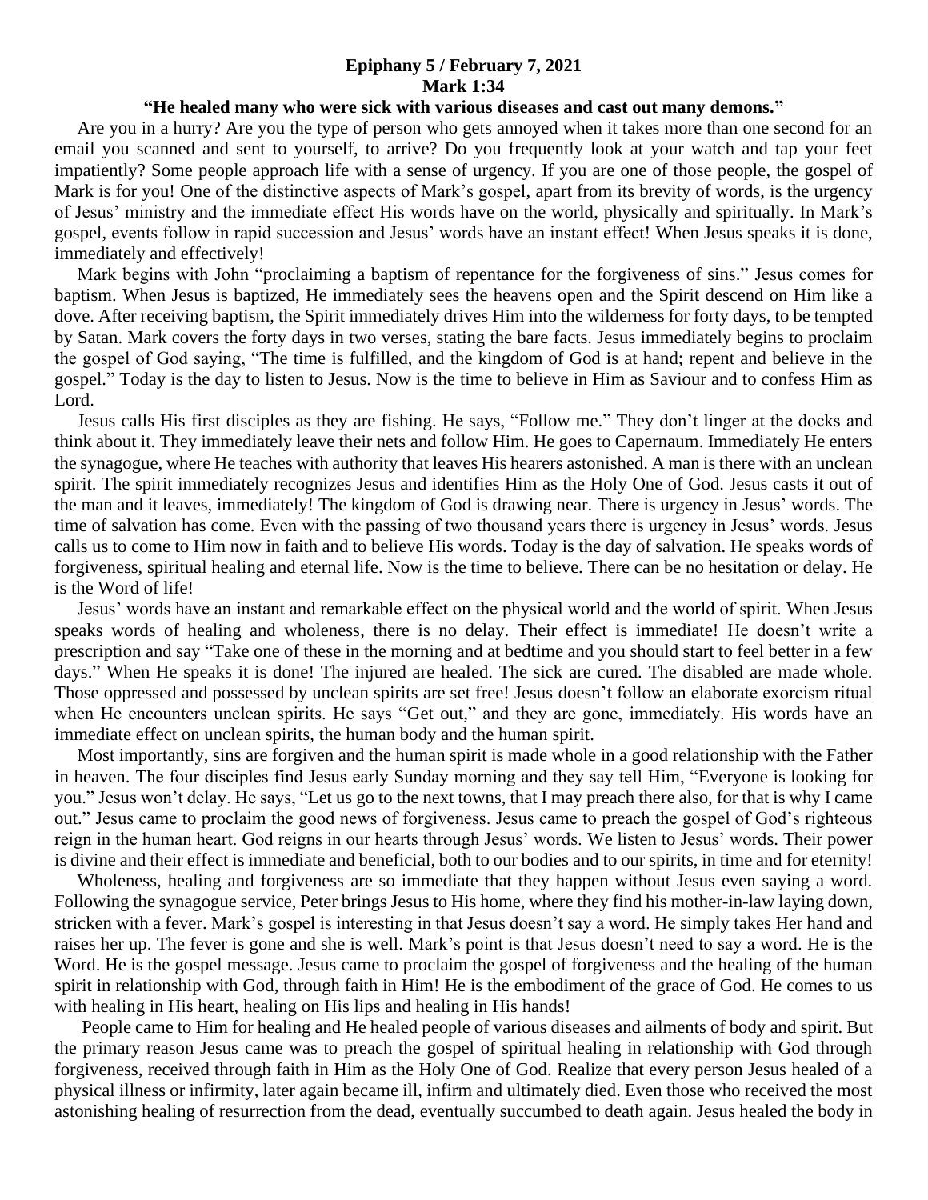**Epiphany 5 / February 7, 2021**
**Mark 1:34**
**"He healed many who were sick with various diseases and cast out many demons."**

Are you in a hurry? Are you the type of person who gets annoyed when it takes more than one second for an email you scanned and sent to yourself, to arrive? Do you frequently look at your watch and tap your feet impatiently? Some people approach life with a sense of urgency. If you are one of those people, the gospel of Mark is for you! One of the distinctive aspects of Mark's gospel, apart from its brevity of words, is the urgency of Jesus' ministry and the immediate effect His words have on the world, physically and spiritually. In Mark's gospel, events follow in rapid succession and Jesus' words have an instant effect! When Jesus speaks it is done, immediately and effectively!

Mark begins with John "proclaiming a baptism of repentance for the forgiveness of sins." Jesus comes for baptism. When Jesus is baptized, He immediately sees the heavens open and the Spirit descend on Him like a dove. After receiving baptism, the Spirit immediately drives Him into the wilderness for forty days, to be tempted by Satan. Mark covers the forty days in two verses, stating the bare facts. Jesus immediately begins to proclaim the gospel of God saying, "The time is fulfilled, and the kingdom of God is at hand; repent and believe in the gospel." Today is the day to listen to Jesus. Now is the time to believe in Him as Saviour and to confess Him as Lord.

Jesus calls His first disciples as they are fishing. He says, "Follow me." They don't linger at the docks and think about it. They immediately leave their nets and follow Him. He goes to Capernaum. Immediately He enters the synagogue, where He teaches with authority that leaves His hearers astonished. A man is there with an unclean spirit. The spirit immediately recognizes Jesus and identifies Him as the Holy One of God. Jesus casts it out of the man and it leaves, immediately! The kingdom of God is drawing near. There is urgency in Jesus' words. The time of salvation has come. Even with the passing of two thousand years there is urgency in Jesus' words. Jesus calls us to come to Him now in faith and to believe His words. Today is the day of salvation. He speaks words of forgiveness, spiritual healing and eternal life. Now is the time to believe. There can be no hesitation or delay. He is the Word of life!

Jesus' words have an instant and remarkable effect on the physical world and the world of spirit. When Jesus speaks words of healing and wholeness, there is no delay. Their effect is immediate! He doesn't write a prescription and say "Take one of these in the morning and at bedtime and you should start to feel better in a few days." When He speaks it is done! The injured are healed. The sick are cured. The disabled are made whole. Those oppressed and possessed by unclean spirits are set free! Jesus doesn't follow an elaborate exorcism ritual when He encounters unclean spirits. He says "Get out," and they are gone, immediately. His words have an immediate effect on unclean spirits, the human body and the human spirit.

Most importantly, sins are forgiven and the human spirit is made whole in a good relationship with the Father in heaven. The four disciples find Jesus early Sunday morning and they say tell Him, "Everyone is looking for you." Jesus won't delay. He says, "Let us go to the next towns, that I may preach there also, for that is why I came out." Jesus came to proclaim the good news of forgiveness. Jesus came to preach the gospel of God's righteous reign in the human heart. God reigns in our hearts through Jesus' words. We listen to Jesus' words. Their power is divine and their effect is immediate and beneficial, both to our bodies and to our spirits, in time and for eternity!

Wholeness, healing and forgiveness are so immediate that they happen without Jesus even saying a word. Following the synagogue service, Peter brings Jesus to His home, where they find his mother-in-law laying down, stricken with a fever. Mark's gospel is interesting in that Jesus doesn't say a word. He simply takes Her hand and raises her up. The fever is gone and she is well. Mark's point is that Jesus doesn't need to say a word. He is the Word. He is the gospel message. Jesus came to proclaim the gospel of forgiveness and the healing of the human spirit in relationship with God, through faith in Him! He is the embodiment of the grace of God. He comes to us with healing in His heart, healing on His lips and healing in His hands!

People came to Him for healing and He healed people of various diseases and ailments of body and spirit. But the primary reason Jesus came was to preach the gospel of spiritual healing in relationship with God through forgiveness, received through faith in Him as the Holy One of God. Realize that every person Jesus healed of a physical illness or infirmity, later again became ill, infirm and ultimately died. Even those who received the most astonishing healing of resurrection from the dead, eventually succumbed to death again. Jesus healed the body in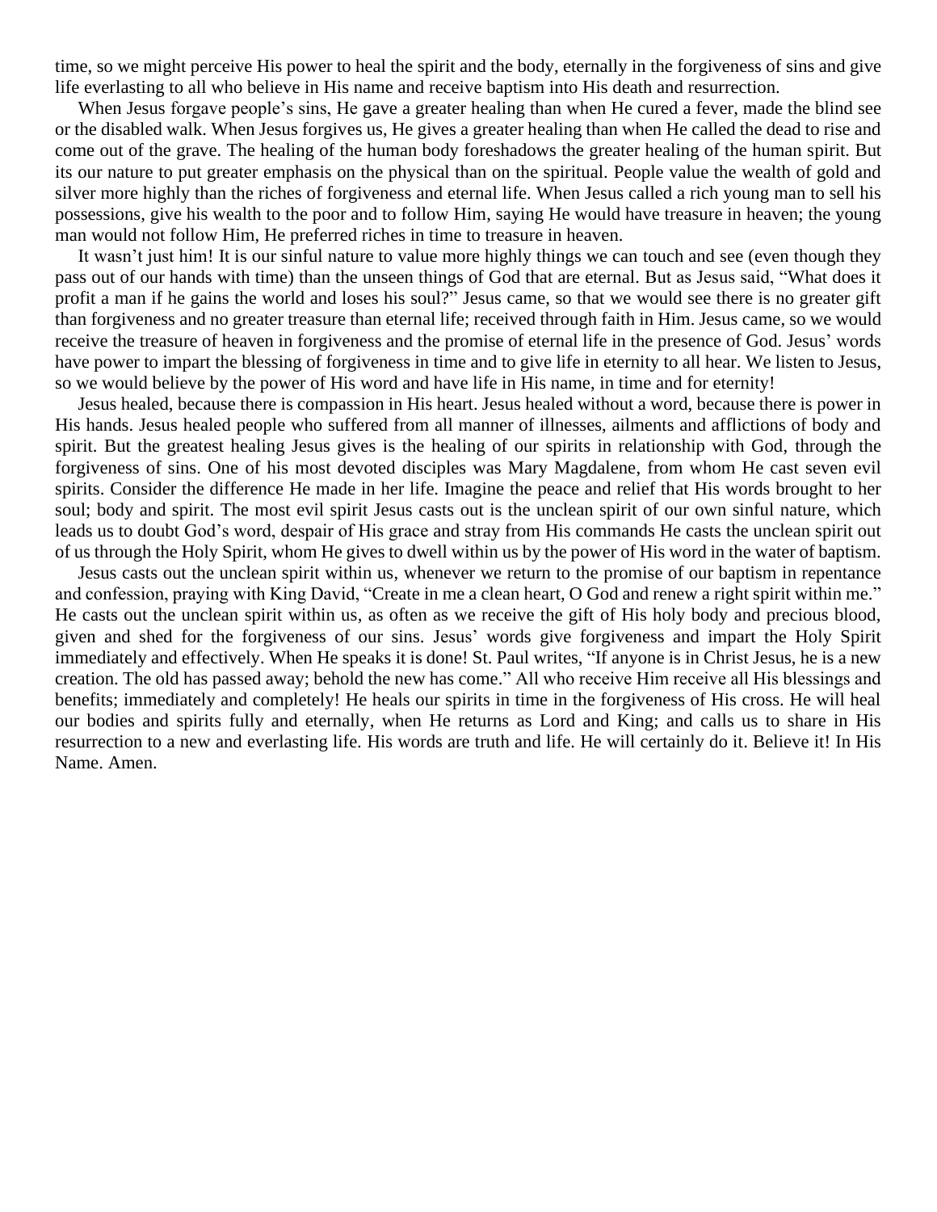time, so we might perceive His power to heal the spirit and the body, eternally in the forgiveness of sins and give life everlasting to all who believe in His name and receive baptism into His death and resurrection.

When Jesus forgave people's sins, He gave a greater healing than when He cured a fever, made the blind see or the disabled walk. When Jesus forgives us, He gives a greater healing than when He called the dead to rise and come out of the grave. The healing of the human body foreshadows the greater healing of the human spirit. But its our nature to put greater emphasis on the physical than on the spiritual. People value the wealth of gold and silver more highly than the riches of forgiveness and eternal life. When Jesus called a rich young man to sell his possessions, give his wealth to the poor and to follow Him, saying He would have treasure in heaven; the young man would not follow Him, He preferred riches in time to treasure in heaven.

It wasn't just him! It is our sinful nature to value more highly things we can touch and see (even though they pass out of our hands with time) than the unseen things of God that are eternal. But as Jesus said, "What does it profit a man if he gains the world and loses his soul?" Jesus came, so that we would see there is no greater gift than forgiveness and no greater treasure than eternal life; received through faith in Him. Jesus came, so we would receive the treasure of heaven in forgiveness and the promise of eternal life in the presence of God. Jesus' words have power to impart the blessing of forgiveness in time and to give life in eternity to all hear. We listen to Jesus, so we would believe by the power of His word and have life in His name, in time and for eternity!

Jesus healed, because there is compassion in His heart. Jesus healed without a word, because there is power in His hands. Jesus healed people who suffered from all manner of illnesses, ailments and afflictions of body and spirit. But the greatest healing Jesus gives is the healing of our spirits in relationship with God, through the forgiveness of sins. One of his most devoted disciples was Mary Magdalene, from whom He cast seven evil spirits. Consider the difference He made in her life. Imagine the peace and relief that His words brought to her soul; body and spirit. The most evil spirit Jesus casts out is the unclean spirit of our own sinful nature, which leads us to doubt God's word, despair of His grace and stray from His commands He casts the unclean spirit out of us through the Holy Spirit, whom He gives to dwell within us by the power of His word in the water of baptism.

Jesus casts out the unclean spirit within us, whenever we return to the promise of our baptism in repentance and confession, praying with King David, "Create in me a clean heart, O God and renew a right spirit within me." He casts out the unclean spirit within us, as often as we receive the gift of His holy body and precious blood, given and shed for the forgiveness of our sins. Jesus' words give forgiveness and impart the Holy Spirit immediately and effectively. When He speaks it is done! St. Paul writes, "If anyone is in Christ Jesus, he is a new creation. The old has passed away; behold the new has come." All who receive Him receive all His blessings and benefits; immediately and completely! He heals our spirits in time in the forgiveness of His cross. He will heal our bodies and spirits fully and eternally, when He returns as Lord and King; and calls us to share in His resurrection to a new and everlasting life. His words are truth and life. He will certainly do it. Believe it! In His Name. Amen.